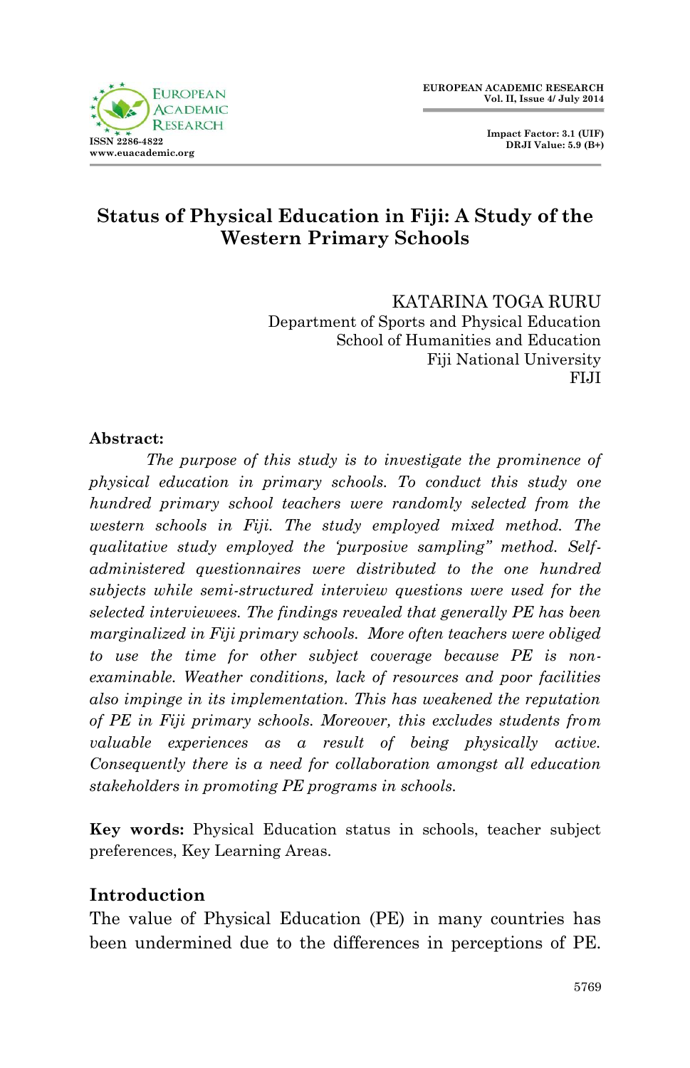# Status of Physical Education in Fiji: A Study of the Western Primary Schools

KATARINA TOGA RURU  
Department of Sports and Physical Education  
School of Humanities and Education  
Fiji National University  
FIJI

**Abstract:**

*The purpose of this study is to investigate the prominence of physical education in primary schools. To conduct this study one hundred primary school teachers were randomly selected from the western schools in Fiji. The study employed mixed method. The qualitative study employed the 'purposive sampling" method. Self-administered questionnaires were distributed to the one hundred subjects while semi-structured interview questions were used for the selected interviewees. The findings revealed that generally PE has been marginalized in Fiji primary schools. More often teachers were obliged to use the time for other subject coverage because PE is non-examinable. Weather conditions, lack of resources and poor facilities also impinge in its implementation. This has weakened the reputation of PE in Fiji primary schools. Moreover, this excludes students from valuable experiences as a result of being physically active. Consequently there is a need for collaboration amongst all education stakeholders in promoting PE programs in schools.*

**Key words:** Physical Education status in schools, teacher subject preferences, Key Learning Areas.

## Introduction

The value of Physical Education (PE) in many countries has been undermined due to the differences in perceptions of PE.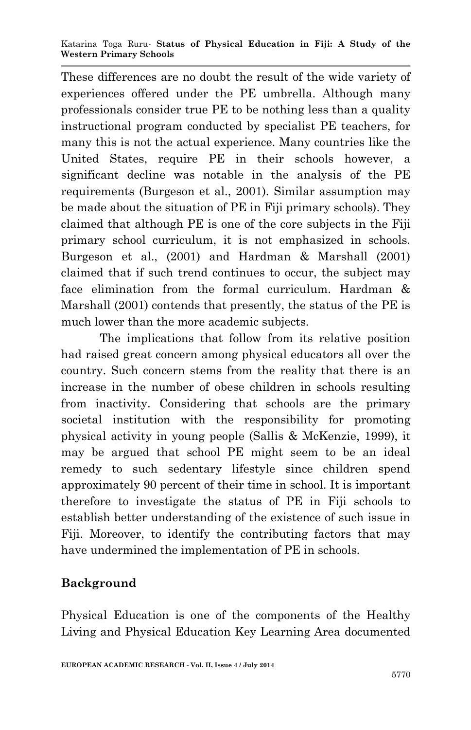These differences are no doubt the result of the wide variety of experiences offered under the PE umbrella. Although many professionals consider true PE to be nothing less than a quality instructional program conducted by specialist PE teachers, for many this is not the actual experience. Many countries like the United States, require PE in their schools however, a significant decline was notable in the analysis of the PE requirements (Burgeson et al., 2001). Similar assumption may be made about the situation of PE in Fiji primary schools). They claimed that although PE is one of the core subjects in the Fiji primary school curriculum, it is not emphasized in schools. Burgeson et al., (2001) and Hardman & Marshall (2001) claimed that if such trend continues to occur, the subject may face elimination from the formal curriculum. Hardman & Marshall (2001) contends that presently, the status of the PE is much lower than the more academic subjects.

The implications that follow from its relative position had raised great concern among physical educators all over the country. Such concern stems from the reality that there is an increase in the number of obese children in schools resulting from inactivity. Considering that schools are the primary societal institution with the responsibility for promoting physical activity in young people (Sallis & McKenzie, 1999), it may be argued that school PE might seem to be an ideal remedy to such sedentary lifestyle since children spend approximately 90 percent of their time in school. It is important therefore to investigate the status of PE in Fiji schools to establish better understanding of the existence of such issue in Fiji. Moreover, to identify the contributing factors that may have undermined the implementation of PE in schools.

## Background

Physical Education is one of the components of the Healthy Living and Physical Education Key Learning Area documented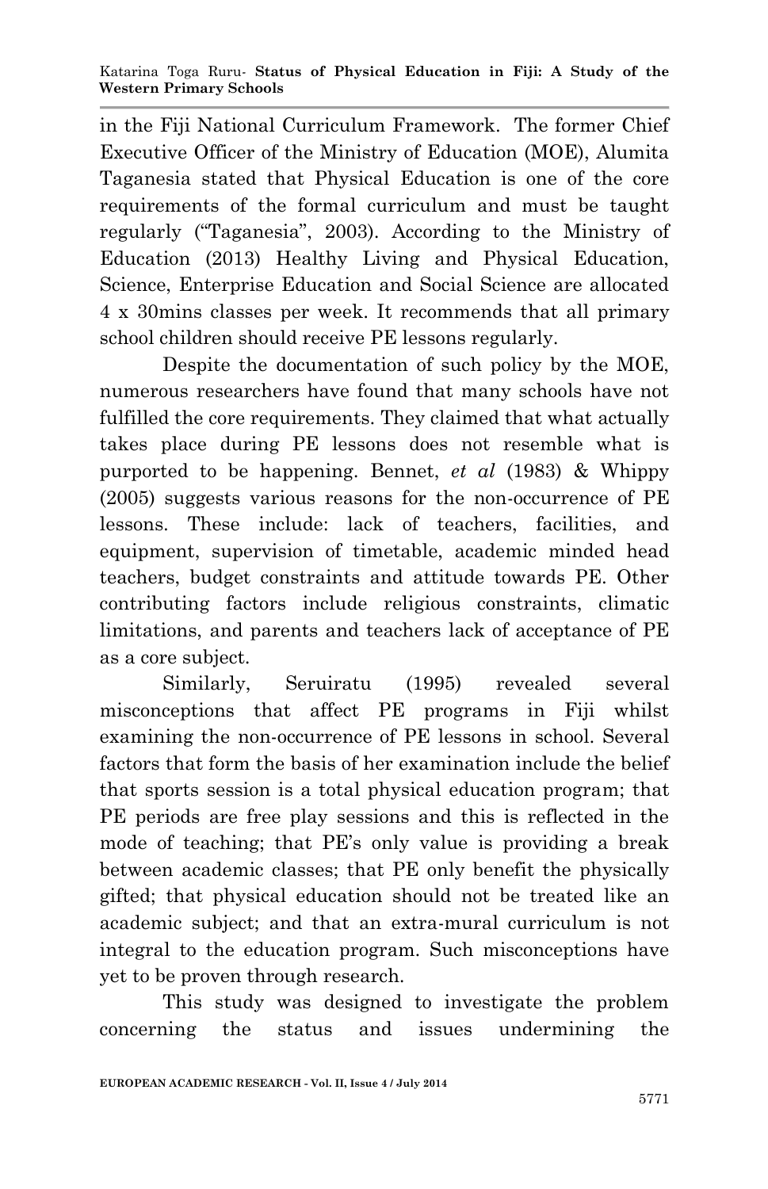in the Fiji National Curriculum Framework. The former Chief Executive Officer of the Ministry of Education (MOE), Alumita Taganesia stated that Physical Education is one of the core requirements of the formal curriculum and must be taught regularly ("Taganesia", 2003). According to the Ministry of Education (2013) Healthy Living and Physical Education, Science, Enterprise Education and Social Science are allocated 4 x 30mins classes per week. It recommends that all primary school children should receive PE lessons regularly.

Despite the documentation of such policy by the MOE, numerous researchers have found that many schools have not fulfilled the core requirements. They claimed that what actually takes place during PE lessons does not resemble what is purported to be happening. Bennet, *et al* (1983) & Whippy (2005) suggests various reasons for the non-occurrence of PE lessons. These include: lack of teachers, facilities, and equipment, supervision of timetable, academic minded head teachers, budget constraints and attitude towards PE. Other contributing factors include religious constraints, climatic limitations, and parents and teachers lack of acceptance of PE as a core subject.

Similarly, Seruiratu (1995) revealed several misconceptions that affect PE programs in Fiji whilst examining the non-occurrence of PE lessons in school. Several factors that form the basis of her examination include the belief that sports session is a total physical education program; that PE periods are free play sessions and this is reflected in the mode of teaching; that PE's only value is providing a break between academic classes; that PE only benefit the physically gifted; that physical education should not be treated like an academic subject; and that an extra-mural curriculum is not integral to the education program. Such misconceptions have yet to be proven through research.

This study was designed to investigate the problem concerning the status and issues undermining the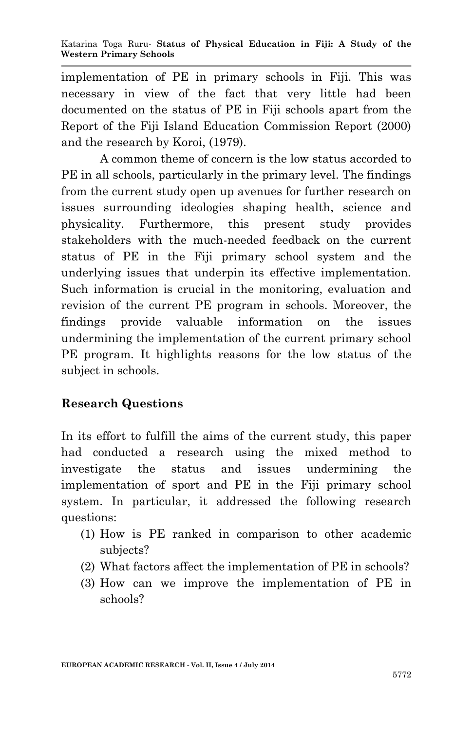implementation of PE in primary schools in Fiji. This was necessary in view of the fact that very little had been documented on the status of PE in Fiji schools apart from the Report of the Fiji Island Education Commission Report (2000) and the research by Koroi, (1979).

A common theme of concern is the low status accorded to PE in all schools, particularly in the primary level. The findings from the current study open up avenues for further research on issues surrounding ideologies shaping health, science and physicality. Furthermore, this present study provides stakeholders with the much-needed feedback on the current status of PE in the Fiji primary school system and the underlying issues that underpin its effective implementation. Such information is crucial in the monitoring, evaluation and revision of the current PE program in schools. Moreover, the findings provide valuable information on the issues undermining the implementation of the current primary school PE program. It highlights reasons for the low status of the subject in schools.

## Research Questions

In its effort to fulfill the aims of the current study, this paper had conducted a research using the mixed method to investigate the status and issues undermining the implementation of sport and PE in the Fiji primary school system. In particular, it addressed the following research questions:

(1) How is PE ranked in comparison to other academic subjects?
(2) What factors affect the implementation of PE in schools?
(3) How can we improve the implementation of PE in schools?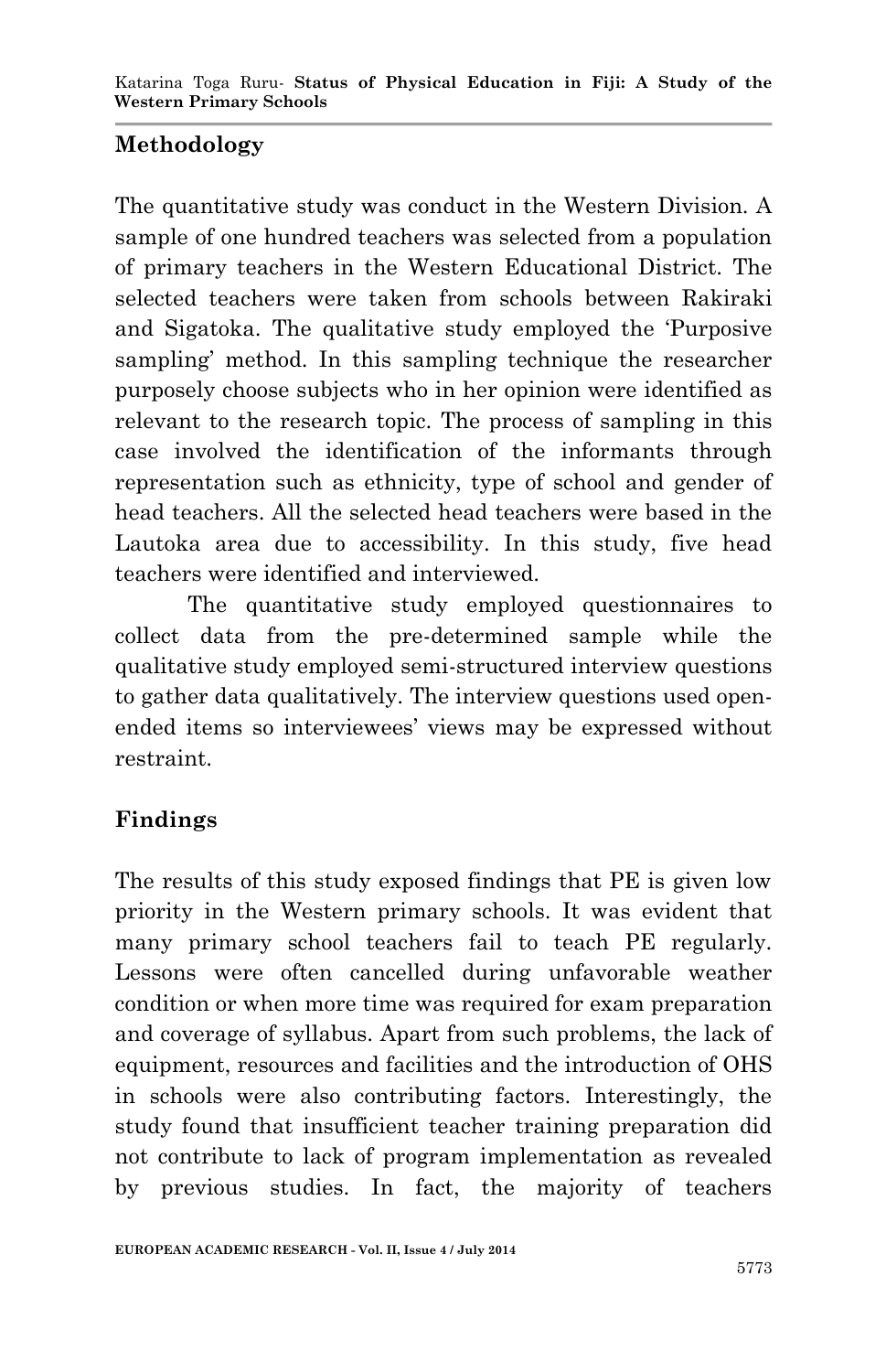## Methodology

The quantitative study was conduct in the Western Division. A sample of one hundred teachers was selected from a population of primary teachers in the Western Educational District. The selected teachers were taken from schools between Rakiraki and Sigatoka. The qualitative study employed the 'Purposive sampling' method. In this sampling technique the researcher purposely choose subjects who in her opinion were identified as relevant to the research topic. The process of sampling in this case involved the identification of the informants through representation such as ethnicity, type of school and gender of head teachers. All the selected head teachers were based in the Lautoka area due to accessibility. In this study, five head teachers were identified and interviewed.

The quantitative study employed questionnaires to collect data from the pre-determined sample while the qualitative study employed semi-structured interview questions to gather data qualitatively. The interview questions used open-ended items so interviewees' views may be expressed without restraint.

## Findings

The results of this study exposed findings that PE is given low priority in the Western primary schools. It was evident that many primary school teachers fail to teach PE regularly. Lessons were often cancelled during unfavorable weather condition or when more time was required for exam preparation and coverage of syllabus. Apart from such problems, the lack of equipment, resources and facilities and the introduction of OHS in schools were also contributing factors. Interestingly, the study found that insufficient teacher training preparation did not contribute to lack of program implementation as revealed by previous studies. In fact, the majority of teachers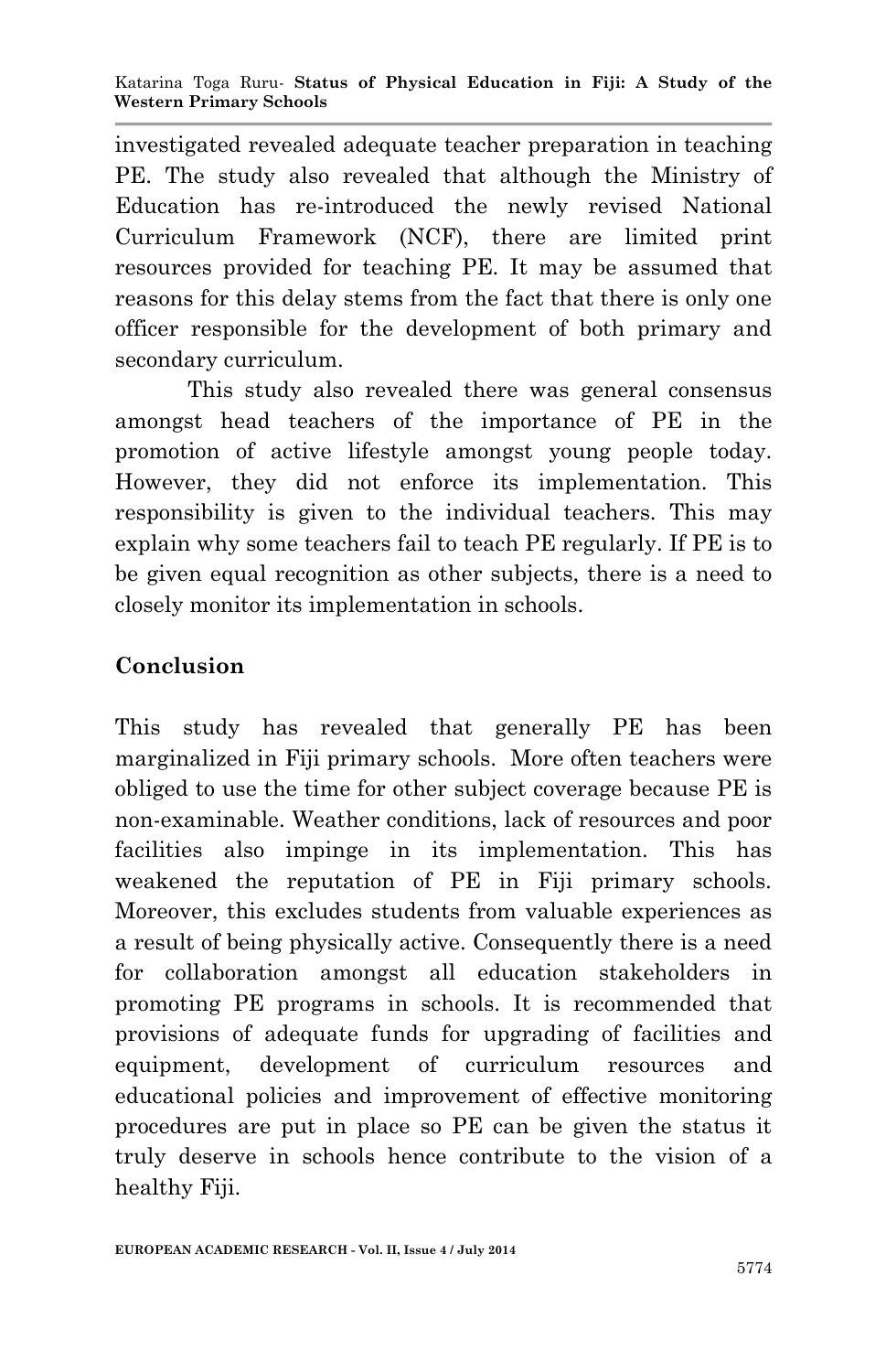investigated revealed adequate teacher preparation in teaching PE. The study also revealed that although the Ministry of Education has re-introduced the newly revised National Curriculum Framework (NCF), there are limited print resources provided for teaching PE. It may be assumed that reasons for this delay stems from the fact that there is only one officer responsible for the development of both primary and secondary curriculum.

This study also revealed there was general consensus amongst head teachers of the importance of PE in the promotion of active lifestyle amongst young people today. However, they did not enforce its implementation. This responsibility is given to the individual teachers. This may explain why some teachers fail to teach PE regularly. If PE is to be given equal recognition as other subjects, there is a need to closely monitor its implementation in schools.

## Conclusion

This study has revealed that generally PE has been marginalized in Fiji primary schools. More often teachers were obliged to use the time for other subject coverage because PE is non-examinable. Weather conditions, lack of resources and poor facilities also impinge in its implementation. This has weakened the reputation of PE in Fiji primary schools. Moreover, this excludes students from valuable experiences as a result of being physically active. Consequently there is a need for collaboration amongst all education stakeholders in promoting PE programs in schools. It is recommended that provisions of adequate funds for upgrading of facilities and equipment, development of curriculum resources and educational policies and improvement of effective monitoring procedures are put in place so PE can be given the status it truly deserve in schools hence contribute to the vision of a healthy Fiji.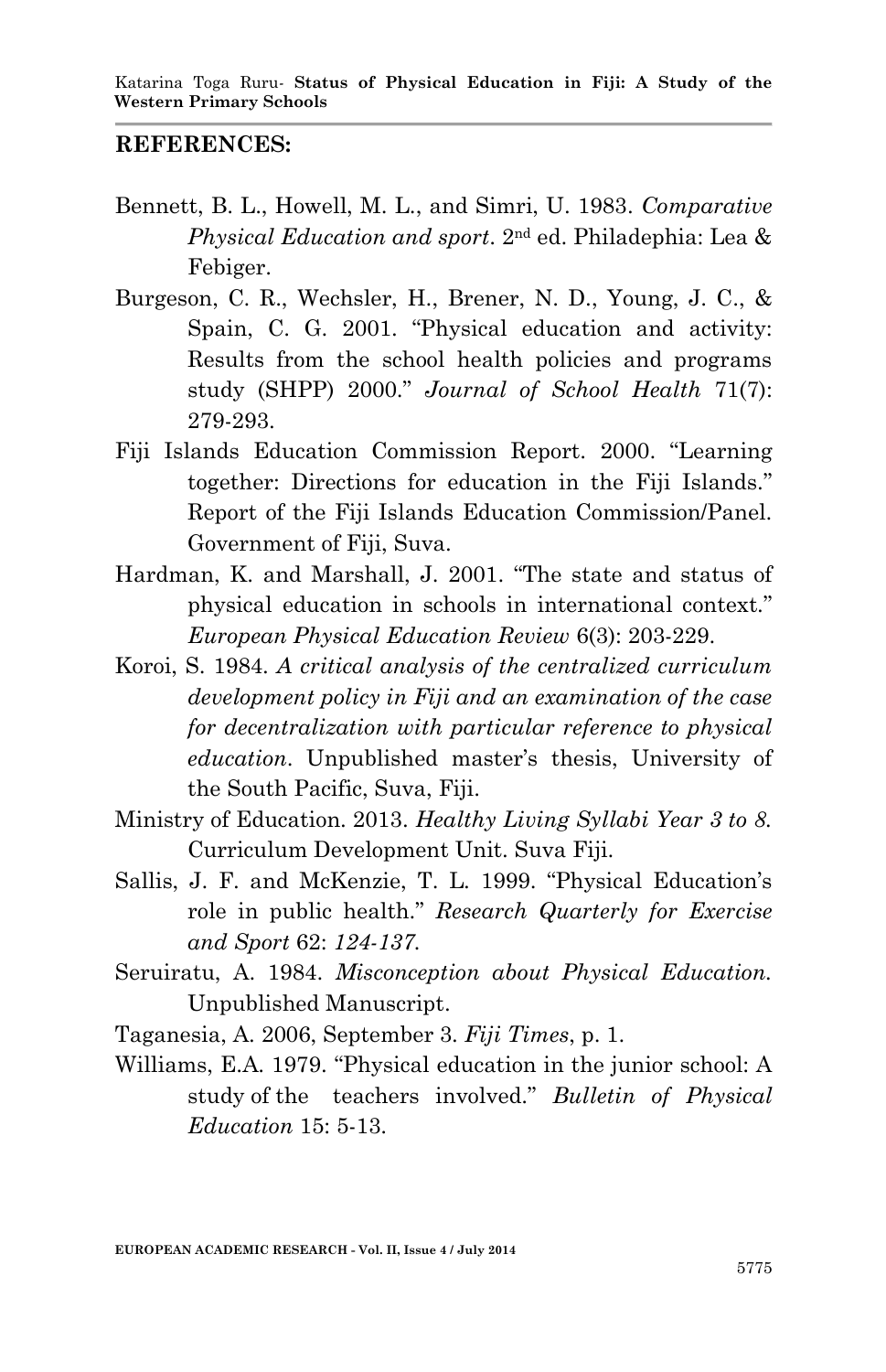## REFERENCES:

Bennett, B. L., Howell, M. L., and Simri, U. 1983. *Comparative Physical Education and sport*. 2nd ed. Philadephia: Lea & Febiger.

Burgeson, C. R., Wechsler, H., Brener, N. D., Young, J. C., & Spain, C. G. 2001. "Physical education and activity: Results from the school health policies and programs study (SHPP) 2000." *Journal of School Health* 71(7): 279-293.

Fiji Islands Education Commission Report. 2000. "Learning together: Directions for education in the Fiji Islands." Report of the Fiji Islands Education Commission/Panel. Government of Fiji, Suva.

Hardman, K. and Marshall, J. 2001. "The state and status of physical education in schools in international context." *European Physical Education Review* 6(3): 203-229.

Koroi, S. 1984. *A critical analysis of the centralized curriculum development policy in Fiji and an examination of the case for decentralization with particular reference to physical education*. Unpublished master's thesis, University of the South Pacific, Suva, Fiji.

Ministry of Education. 2013. *Healthy Living Syllabi Year 3 to 8.* Curriculum Development Unit. Suva Fiji.

Sallis, J. F. and McKenzie, T. L. 1999. "Physical Education's role in public health." *Research Quarterly for Exercise and Sport* 62: *124-137.*

Seruiratu, A. 1984. *Misconception about Physical Education.* Unpublished Manuscript.

Taganesia, A. 2006, September 3. *Fiji Times*, p. 1.

Williams, E.A. 1979. "Physical education in the junior school: A study of the teachers involved." *Bulletin of Physical Education* 15: 5-13.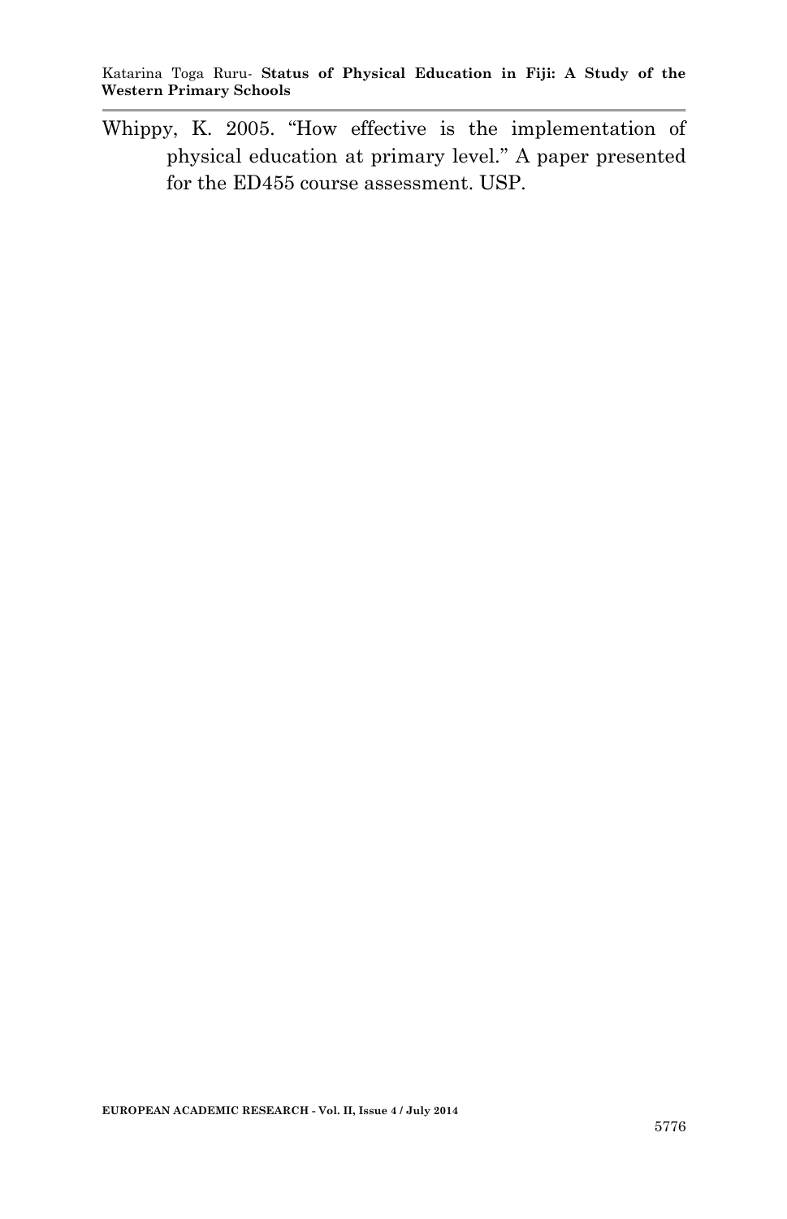Whippy, K. 2005. "How effective is the implementation of physical education at primary level." A paper presented for the ED455 course assessment. USP.